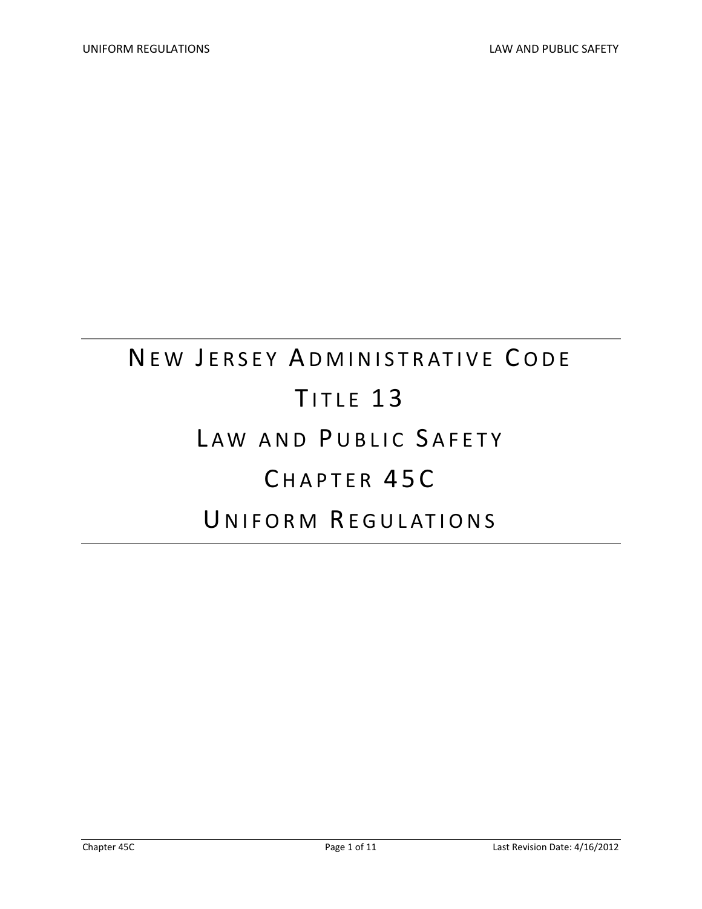# NEW JERSEY ADMINISTRATIVE CODE

# TITLE 13

# LAW AND PUBLIC SAFETY

# CHAPTER 45C

# UNIFORM REGULATIONS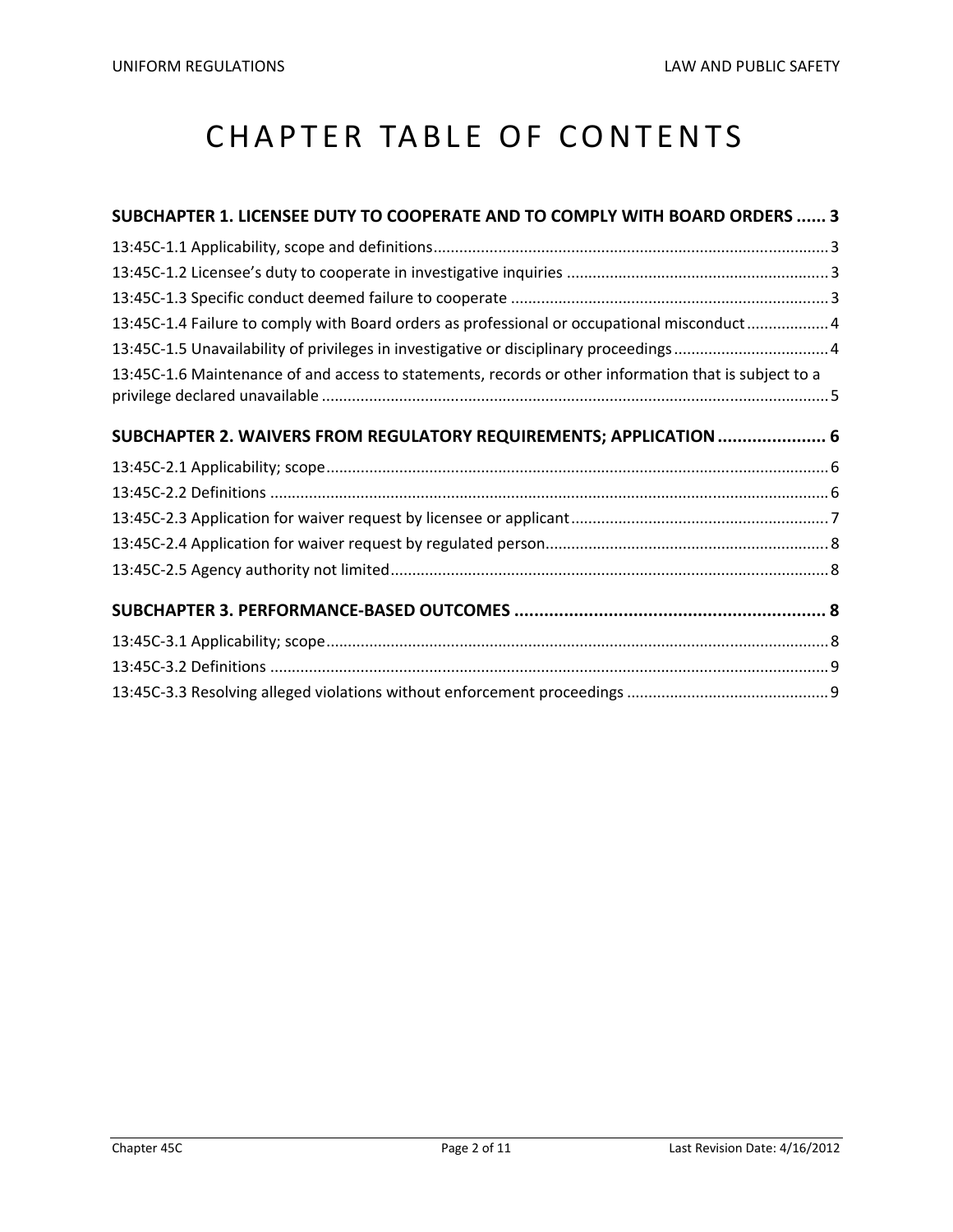# CHAPTER TABLE OF CONTENTS

**SUBCHAPTER 1. LICENSEE DUTY TO COOPERATE AND TO COMPLY WITH BOARD ORDERS ...... 3**

13:45C-1.1 Applicability, scope and definitions ........................................................................................ 3

13:45C-1.2 Licensee's duty to cooperate in investigative inquiries ............................................................ 3

13:45C-1.3 Specific conduct deemed failure to cooperate ......................................................................... 3

13:45C-1.4 Failure to comply with Board orders as professional or occupational misconduct .................. 4

13:45C-1.5 Unavailability of privileges in investigative or disciplinary proceedings ................................... 4

13:45C-1.6 Maintenance of and access to statements, records or other information that is subject to a privilege declared unavailable .................................................................................................................... 5

**SUBCHAPTER 2. WAIVERS FROM REGULATORY REQUIREMENTS; APPLICATION ..................... 6**

13:45C-2.1 Applicability; scope .................................................................................................................. 6

13:45C-2.2 Definitions ................................................................................................................................ 6

13:45C-2.3 Application for waiver request by licensee or applicant ........................................................... 7

13:45C-2.4 Application for waiver request by regulated person ................................................................. 8

13:45C-2.5 Agency authority not limited ..................................................................................................... 8

**SUBCHAPTER 3. PERFORMANCE-BASED OUTCOMES .............................................................. 8**

13:45C-3.1 Applicability; scope .................................................................................................................. 8

13:45C-3.2 Definitions ................................................................................................................................ 9

13:45C-3.3 Resolving alleged violations without enforcement proceedings .............................................. 9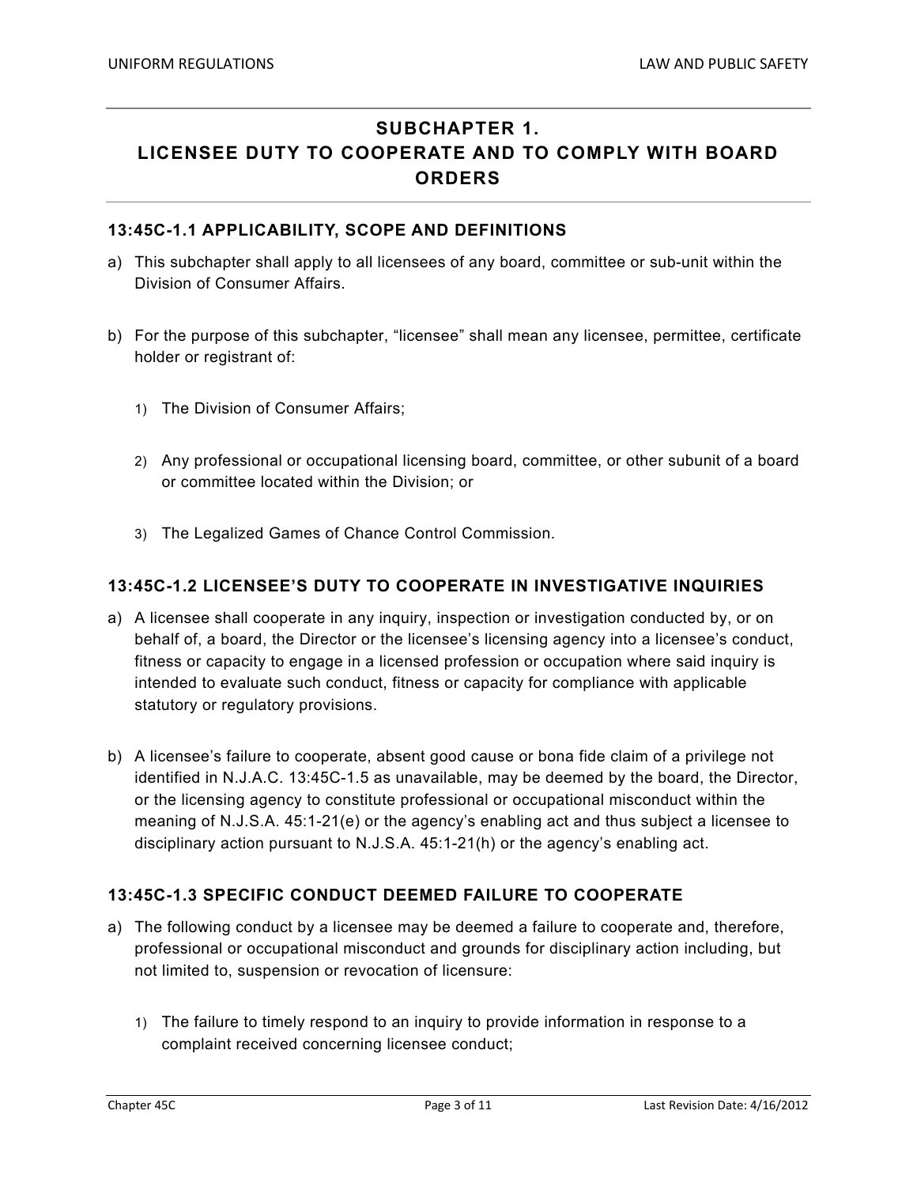# SUBCHAPTER 1. LICENSEE DUTY TO COOPERATE AND TO COMPLY WITH BOARD ORDERS

### 13:45C-1.1 APPLICABILITY, SCOPE AND DEFINITIONS

a) This subchapter shall apply to all licensees of any board, committee or sub-unit within the Division of Consumer Affairs.

b) For the purpose of this subchapter, "licensee" shall mean any licensee, permittee, certificate holder or registrant of:

   1) The Division of Consumer Affairs;

   2) Any professional or occupational licensing board, committee, or other subunit of a board or committee located within the Division; or

   3) The Legalized Games of Chance Control Commission.

### 13:45C-1.2 LICENSEE'S DUTY TO COOPERATE IN INVESTIGATIVE INQUIRIES

a) A licensee shall cooperate in any inquiry, inspection or investigation conducted by, or on behalf of, a board, the Director or the licensee's licensing agency into a licensee's conduct, fitness or capacity to engage in a licensed profession or occupation where said inquiry is intended to evaluate such conduct, fitness or capacity for compliance with applicable statutory or regulatory provisions.

b) A licensee's failure to cooperate, absent good cause or bona fide claim of a privilege not identified in N.J.A.C. 13:45C-1.5 as unavailable, may be deemed by the board, the Director, or the licensing agency to constitute professional or occupational misconduct within the meaning of N.J.S.A. 45:1-21(e) or the agency's enabling act and thus subject a licensee to disciplinary action pursuant to N.J.S.A. 45:1-21(h) or the agency's enabling act.

### 13:45C-1.3 SPECIFIC CONDUCT DEEMED FAILURE TO COOPERATE

a) The following conduct by a licensee may be deemed a failure to cooperate and, therefore, professional or occupational misconduct and grounds for disciplinary action including, but not limited to, suspension or revocation of licensure:

   1) The failure to timely respond to an inquiry to provide information in response to a complaint received concerning licensee conduct;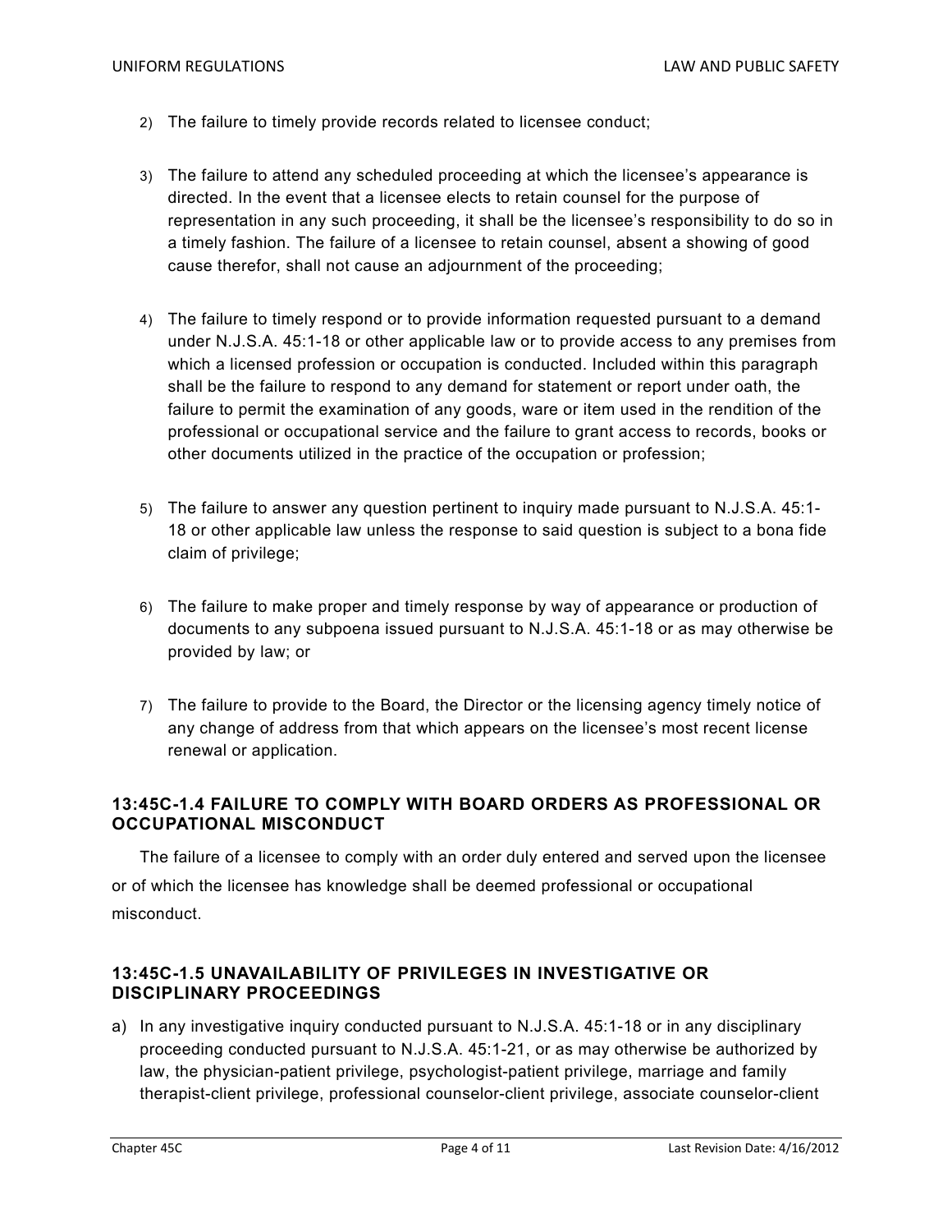2) The failure to timely provide records related to licensee conduct;

3) The failure to attend any scheduled proceeding at which the licensee's appearance is directed. In the event that a licensee elects to retain counsel for the purpose of representation in any such proceeding, it shall be the licensee's responsibility to do so in a timely fashion. The failure of a licensee to retain counsel, absent a showing of good cause therefor, shall not cause an adjournment of the proceeding;

4) The failure to timely respond or to provide information requested pursuant to a demand under N.J.S.A. 45:1-18 or other applicable law or to provide access to any premises from which a licensed profession or occupation is conducted. Included within this paragraph shall be the failure to respond to any demand for statement or report under oath, the failure to permit the examination of any goods, ware or item used in the rendition of the professional or occupational service and the failure to grant access to records, books or other documents utilized in the practice of the occupation or profession;

5) The failure to answer any question pertinent to inquiry made pursuant to N.J.S.A. 45:1-18 or other applicable law unless the response to said question is subject to a bona fide claim of privilege;

6) The failure to make proper and timely response by way of appearance or production of documents to any subpoena issued pursuant to N.J.S.A. 45:1-18 or as may otherwise be provided by law; or

7) The failure to provide to the Board, the Director or the licensing agency timely notice of any change of address from that which appears on the licensee's most recent license renewal or application.

### 13:45C-1.4 FAILURE TO COMPLY WITH BOARD ORDERS AS PROFESSIONAL OR OCCUPATIONAL MISCONDUCT

The failure of a licensee to comply with an order duly entered and served upon the licensee or of which the licensee has knowledge shall be deemed professional or occupational misconduct.

### 13:45C-1.5 UNAVAILABILITY OF PRIVILEGES IN INVESTIGATIVE OR DISCIPLINARY PROCEEDINGS

a) In any investigative inquiry conducted pursuant to N.J.S.A. 45:1-18 or in any disciplinary proceeding conducted pursuant to N.J.S.A. 45:1-21, or as may otherwise be authorized by law, the physician-patient privilege, psychologist-patient privilege, marriage and family therapist-client privilege, professional counselor-client privilege, associate counselor-client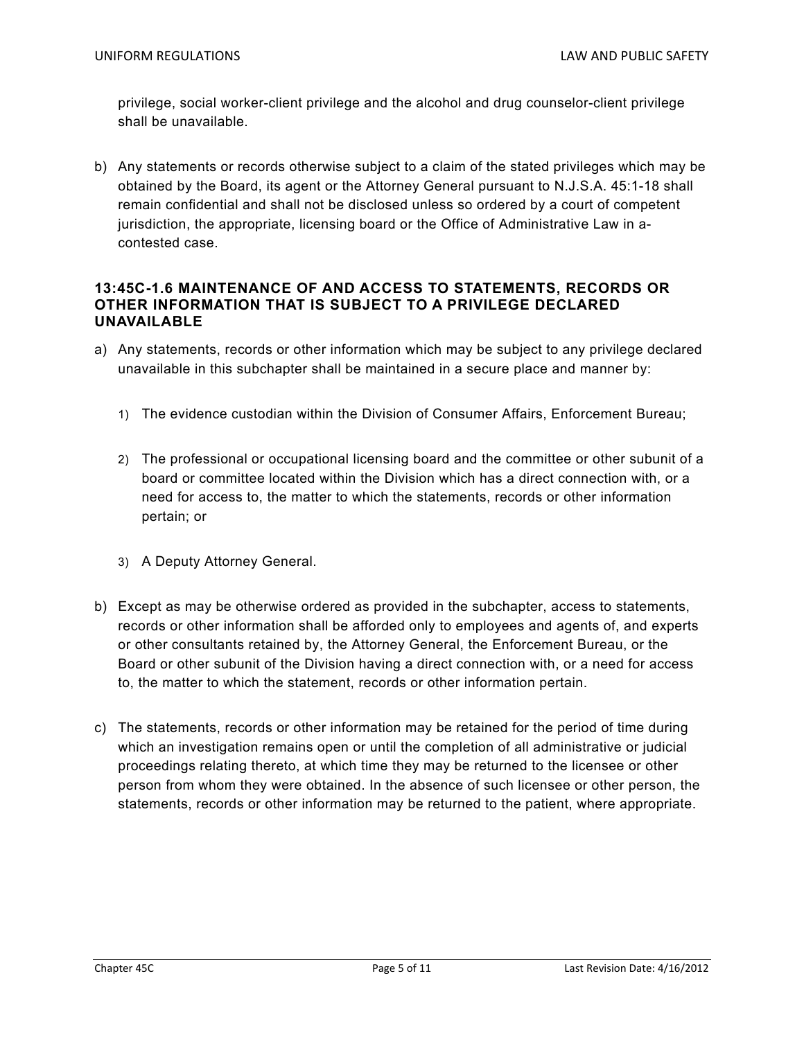privilege, social worker-client privilege and the alcohol and drug counselor-client privilege shall be unavailable.

b) Any statements or records otherwise subject to a claim of the stated privileges which may be obtained by the Board, its agent or the Attorney General pursuant to N.J.S.A. 45:1-18 shall remain confidential and shall not be disclosed unless so ordered by a court of competent jurisdiction, the appropriate, licensing board or the Office of Administrative Law in a-contested case.

### 13:45C-1.6 MAINTENANCE OF AND ACCESS TO STATEMENTS, RECORDS OR OTHER INFORMATION THAT IS SUBJECT TO A PRIVILEGE DECLARED UNAVAILABLE

a) Any statements, records or other information which may be subject to any privilege declared unavailable in this subchapter shall be maintained in a secure place and manner by:

   1) The evidence custodian within the Division of Consumer Affairs, Enforcement Bureau;

   2) The professional or occupational licensing board and the committee or other subunit of a board or committee located within the Division which has a direct connection with, or a need for access to, the matter to which the statements, records or other information pertain; or

   3) A Deputy Attorney General.

b) Except as may be otherwise ordered as provided in the subchapter, access to statements, records or other information shall be afforded only to employees and agents of, and experts or other consultants retained by, the Attorney General, the Enforcement Bureau, or the Board or other subunit of the Division having a direct connection with, or a need for access to, the matter to which the statement, records or other information pertain.

c) The statements, records or other information may be retained for the period of time during which an investigation remains open or until the completion of all administrative or judicial proceedings relating thereto, at which time they may be returned to the licensee or other person from whom they were obtained. In the absence of such licensee or other person, the statements, records or other information may be returned to the patient, where appropriate.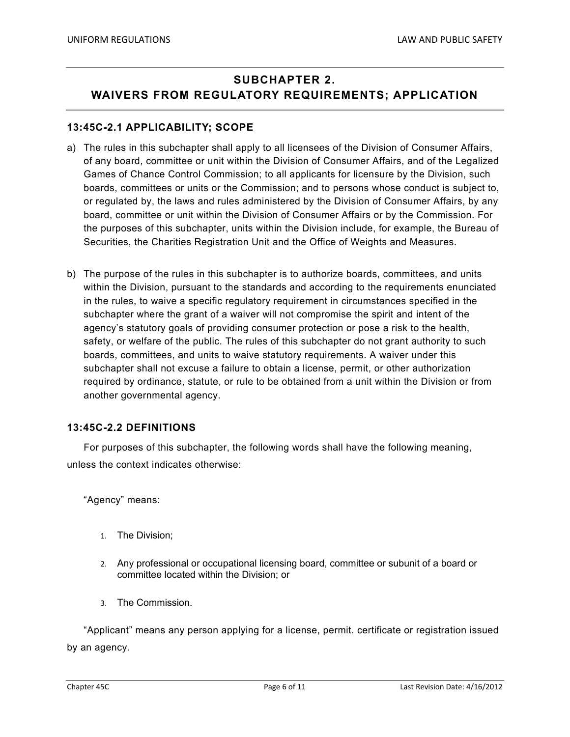# SUBCHAPTER 2.
# WAIVERS FROM REGULATORY REQUIREMENTS; APPLICATION

### 13:45C-2.1 APPLICABILITY; SCOPE

a) The rules in this subchapter shall apply to all licensees of the Division of Consumer Affairs, of any board, committee or unit within the Division of Consumer Affairs, and of the Legalized Games of Chance Control Commission; to all applicants for licensure by the Division, such boards, committees or units or the Commission; and to persons whose conduct is subject to, or regulated by, the laws and rules administered by the Division of Consumer Affairs, by any board, committee or unit within the Division of Consumer Affairs or by the Commission. For the purposes of this subchapter, units within the Division include, for example, the Bureau of Securities, the Charities Registration Unit and the Office of Weights and Measures.

b) The purpose of the rules in this subchapter is to authorize boards, committees, and units within the Division, pursuant to the standards and according to the requirements enunciated in the rules, to waive a specific regulatory requirement in circumstances specified in the subchapter where the grant of a waiver will not compromise the spirit and intent of the agency's statutory goals of providing consumer protection or pose a risk to the health, safety, or welfare of the public. The rules of this subchapter do not grant authority to such boards, committees, and units to waive statutory requirements. A waiver under this subchapter shall not excuse a failure to obtain a license, permit, or other authorization required by ordinance, statute, or rule to be obtained from a unit within the Division or from another governmental agency.

### 13:45C-2.2 DEFINITIONS

For purposes of this subchapter, the following words shall have the following meaning, unless the context indicates otherwise:

"Agency" means:

1. The Division;
2. Any professional or occupational licensing board, committee or subunit of a board or committee located within the Division; or
3. The Commission.

"Applicant" means any person applying for a license, permit. certificate or registration issued by an agency.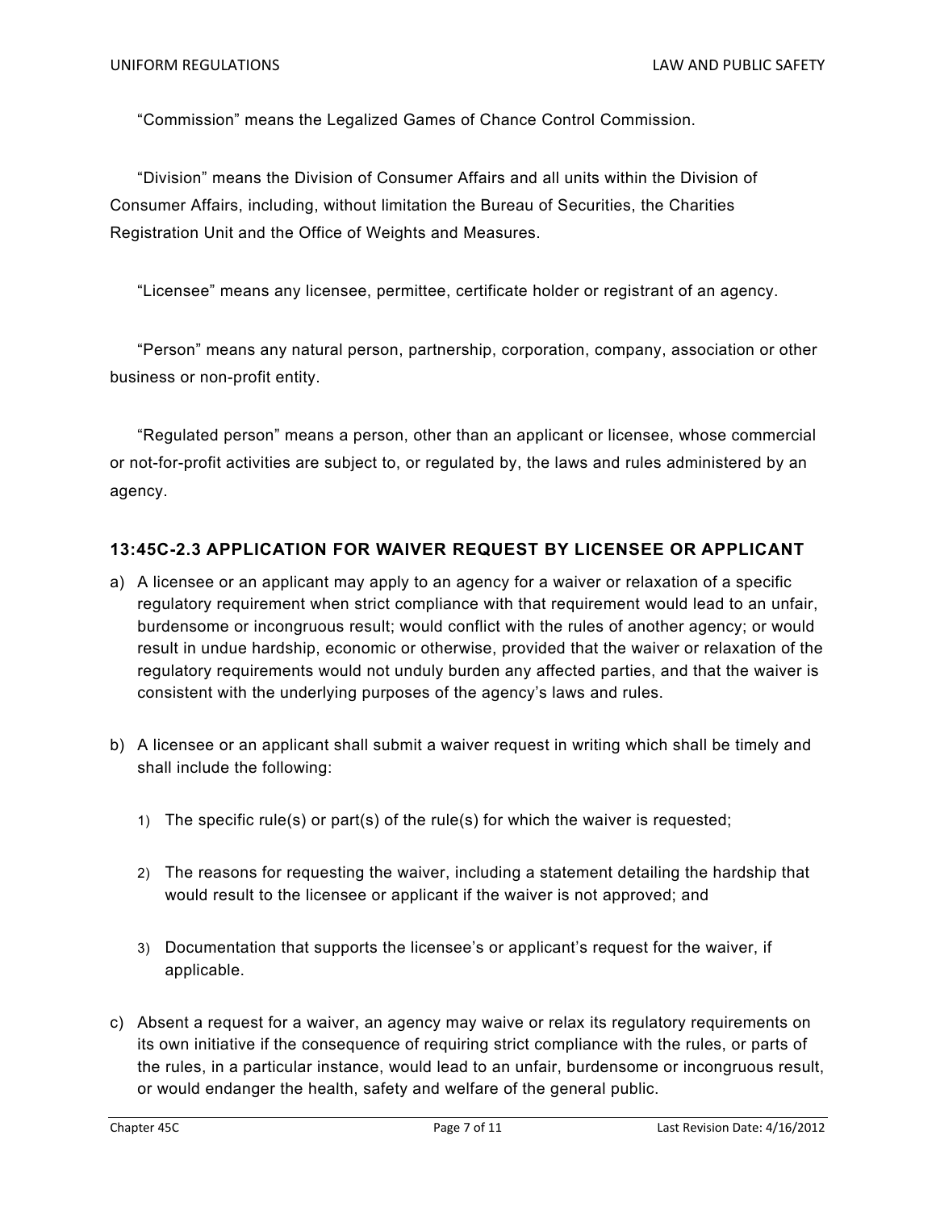"Commission" means the Legalized Games of Chance Control Commission.

"Division" means the Division of Consumer Affairs and all units within the Division of Consumer Affairs, including, without limitation the Bureau of Securities, the Charities Registration Unit and the Office of Weights and Measures.

"Licensee" means any licensee, permittee, certificate holder or registrant of an agency.

"Person" means any natural person, partnership, corporation, company, association or other business or non-profit entity.

"Regulated person" means a person, other than an applicant or licensee, whose commercial or not-for-profit activities are subject to, or regulated by, the laws and rules administered by an agency.

### 13:45C-2.3 APPLICATION FOR WAIVER REQUEST BY LICENSEE OR APPLICANT

a) A licensee or an applicant may apply to an agency for a waiver or relaxation of a specific regulatory requirement when strict compliance with that requirement would lead to an unfair, burdensome or incongruous result; would conflict with the rules of another agency; or would result in undue hardship, economic or otherwise, provided that the waiver or relaxation of the regulatory requirements would not unduly burden any affected parties, and that the waiver is consistent with the underlying purposes of the agency's laws and rules.

b) A licensee or an applicant shall submit a waiver request in writing which shall be timely and shall include the following:

   1) The specific rule(s) or part(s) of the rule(s) for which the waiver is requested;

   2) The reasons for requesting the waiver, including a statement detailing the hardship that would result to the licensee or applicant if the waiver is not approved; and

   3) Documentation that supports the licensee's or applicant's request for the waiver, if applicable.

c) Absent a request for a waiver, an agency may waive or relax its regulatory requirements on its own initiative if the consequence of requiring strict compliance with the rules, or parts of the rules, in a particular instance, would lead to an unfair, burdensome or incongruous result, or would endanger the health, safety and welfare of the general public.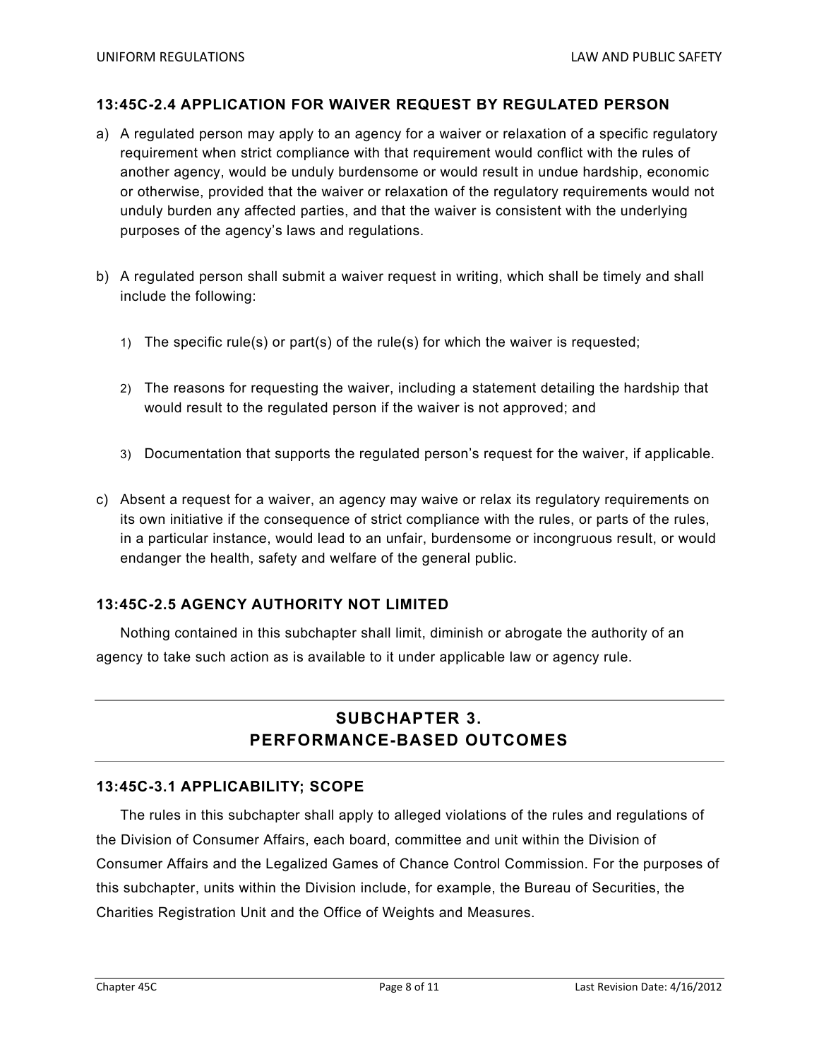### 13:45C-2.4 APPLICATION FOR WAIVER REQUEST BY REGULATED PERSON

a) A regulated person may apply to an agency for a waiver or relaxation of a specific regulatory requirement when strict compliance with that requirement would conflict with the rules of another agency, would be unduly burdensome or would result in undue hardship, economic or otherwise, provided that the waiver or relaxation of the regulatory requirements would not unduly burden any affected parties, and that the waiver is consistent with the underlying purposes of the agency's laws and regulations.

b) A regulated person shall submit a waiver request in writing, which shall be timely and shall include the following:

   1) The specific rule(s) or part(s) of the rule(s) for which the waiver is requested;

   2) The reasons for requesting the waiver, including a statement detailing the hardship that would result to the regulated person if the waiver is not approved; and

   3) Documentation that supports the regulated person's request for the waiver, if applicable.

c) Absent a request for a waiver, an agency may waive or relax its regulatory requirements on its own initiative if the consequence of strict compliance with the rules, or parts of the rules, in a particular instance, would lead to an unfair, burdensome or incongruous result, or would endanger the health, safety and welfare of the general public.

### 13:45C-2.5 AGENCY AUTHORITY NOT LIMITED

Nothing contained in this subchapter shall limit, diminish or abrogate the authority of an agency to take such action as is available to it under applicable law or agency rule.

## SUBCHAPTER 3. PERFORMANCE-BASED OUTCOMES

### 13:45C-3.1 APPLICABILITY; SCOPE

The rules in this subchapter shall apply to alleged violations of the rules and regulations of the Division of Consumer Affairs, each board, committee and unit within the Division of Consumer Affairs and the Legalized Games of Chance Control Commission. For the purposes of this subchapter, units within the Division include, for example, the Bureau of Securities, the Charities Registration Unit and the Office of Weights and Measures.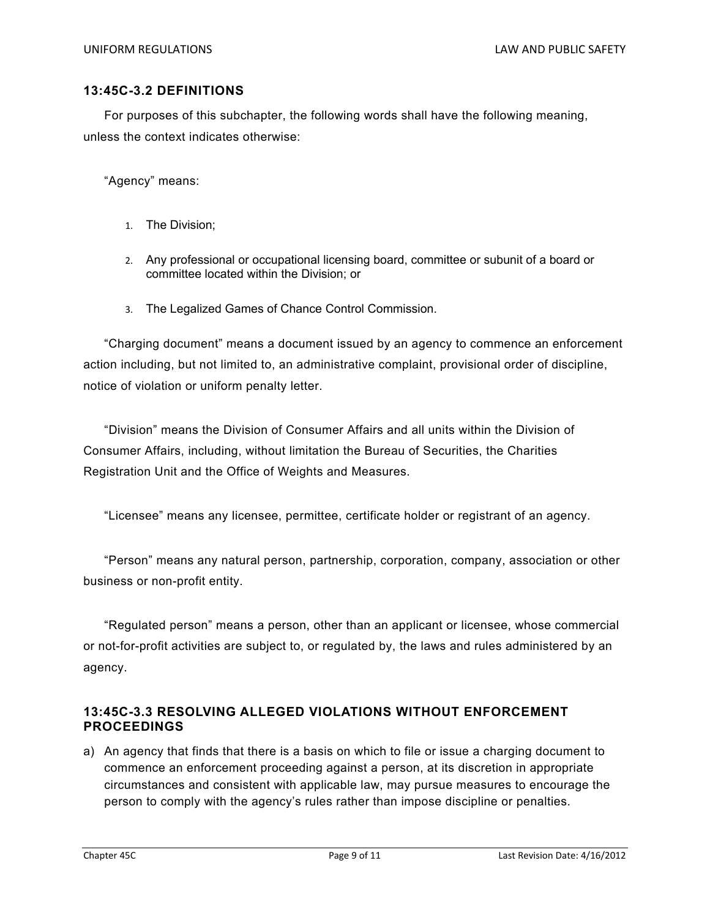### 13:45C-3.2 DEFINITIONS

For purposes of this subchapter, the following words shall have the following meaning, unless the context indicates otherwise:

"Agency" means:

1. The Division;
2. Any professional or occupational licensing board, committee or subunit of a board or committee located within the Division; or
3. The Legalized Games of Chance Control Commission.

"Charging document" means a document issued by an agency to commence an enforcement action including, but not limited to, an administrative complaint, provisional order of discipline, notice of violation or uniform penalty letter.

"Division" means the Division of Consumer Affairs and all units within the Division of Consumer Affairs, including, without limitation the Bureau of Securities, the Charities Registration Unit and the Office of Weights and Measures.

"Licensee" means any licensee, permittee, certificate holder or registrant of an agency.

"Person" means any natural person, partnership, corporation, company, association or other business or non-profit entity.

"Regulated person" means a person, other than an applicant or licensee, whose commercial or not-for-profit activities are subject to, or regulated by, the laws and rules administered by an agency.

### 13:45C-3.3 RESOLVING ALLEGED VIOLATIONS WITHOUT ENFORCEMENT PROCEEDINGS

a) An agency that finds that there is a basis on which to file or issue a charging document to commence an enforcement proceeding against a person, at its discretion in appropriate circumstances and consistent with applicable law, may pursue measures to encourage the person to comply with the agency's rules rather than impose discipline or penalties.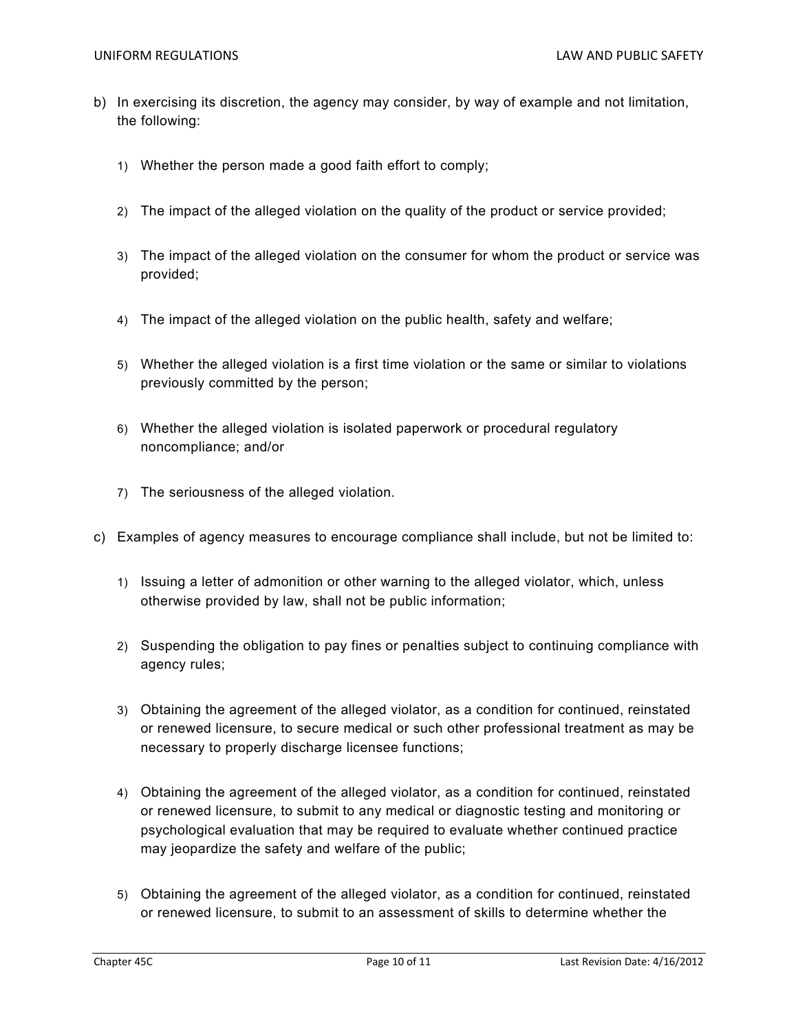b) In exercising its discretion, the agency may consider, by way of example and not limitation, the following:

   1) Whether the person made a good faith effort to comply;

   2) The impact of the alleged violation on the quality of the product or service provided;

   3) The impact of the alleged violation on the consumer for whom the product or service was provided;

   4) The impact of the alleged violation on the public health, safety and welfare;

   5) Whether the alleged violation is a first time violation or the same or similar to violations previously committed by the person;

   6) Whether the alleged violation is isolated paperwork or procedural regulatory noncompliance; and/or

   7) The seriousness of the alleged violation.

c) Examples of agency measures to encourage compliance shall include, but not be limited to:

   1) Issuing a letter of admonition or other warning to the alleged violator, which, unless otherwise provided by law, shall not be public information;

   2) Suspending the obligation to pay fines or penalties subject to continuing compliance with agency rules;

   3) Obtaining the agreement of the alleged violator, as a condition for continued, reinstated or renewed licensure, to secure medical or such other professional treatment as may be necessary to properly discharge licensee functions;

   4) Obtaining the agreement of the alleged violator, as a condition for continued, reinstated or renewed licensure, to submit to any medical or diagnostic testing and monitoring or psychological evaluation that may be required to evaluate whether continued practice may jeopardize the safety and welfare of the public;

   5) Obtaining the agreement of the alleged violator, as a condition for continued, reinstated or renewed licensure, to submit to an assessment of skills to determine whether the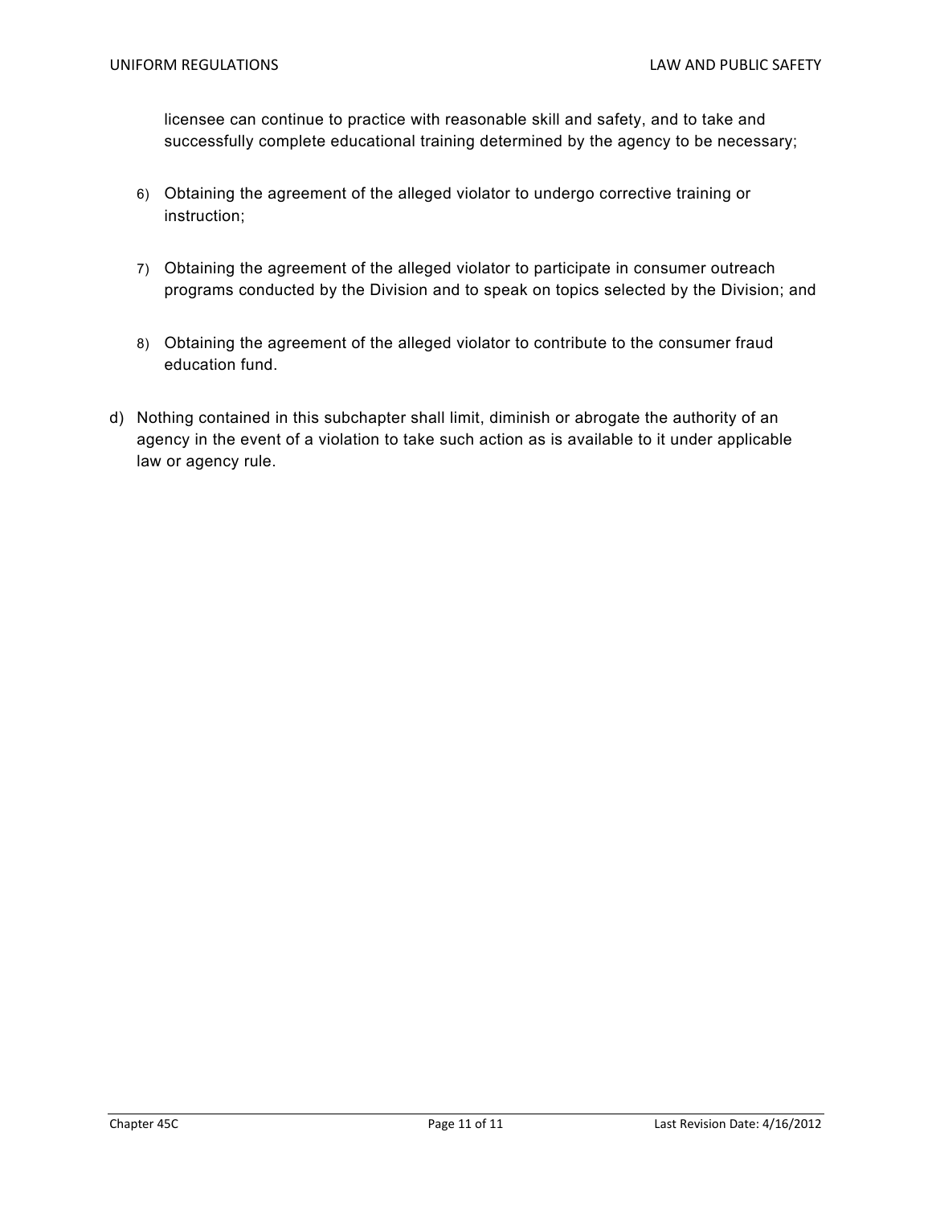licensee can continue to practice with reasonable skill and safety, and to take and successfully complete educational training determined by the agency to be necessary;

6) Obtaining the agreement of the alleged violator to undergo corrective training or instruction;

7) Obtaining the agreement of the alleged violator to participate in consumer outreach programs conducted by the Division and to speak on topics selected by the Division; and

8) Obtaining the agreement of the alleged violator to contribute to the consumer fraud education fund.

d) Nothing contained in this subchapter shall limit, diminish or abrogate the authority of an agency in the event of a violation to take such action as is available to it under applicable law or agency rule.